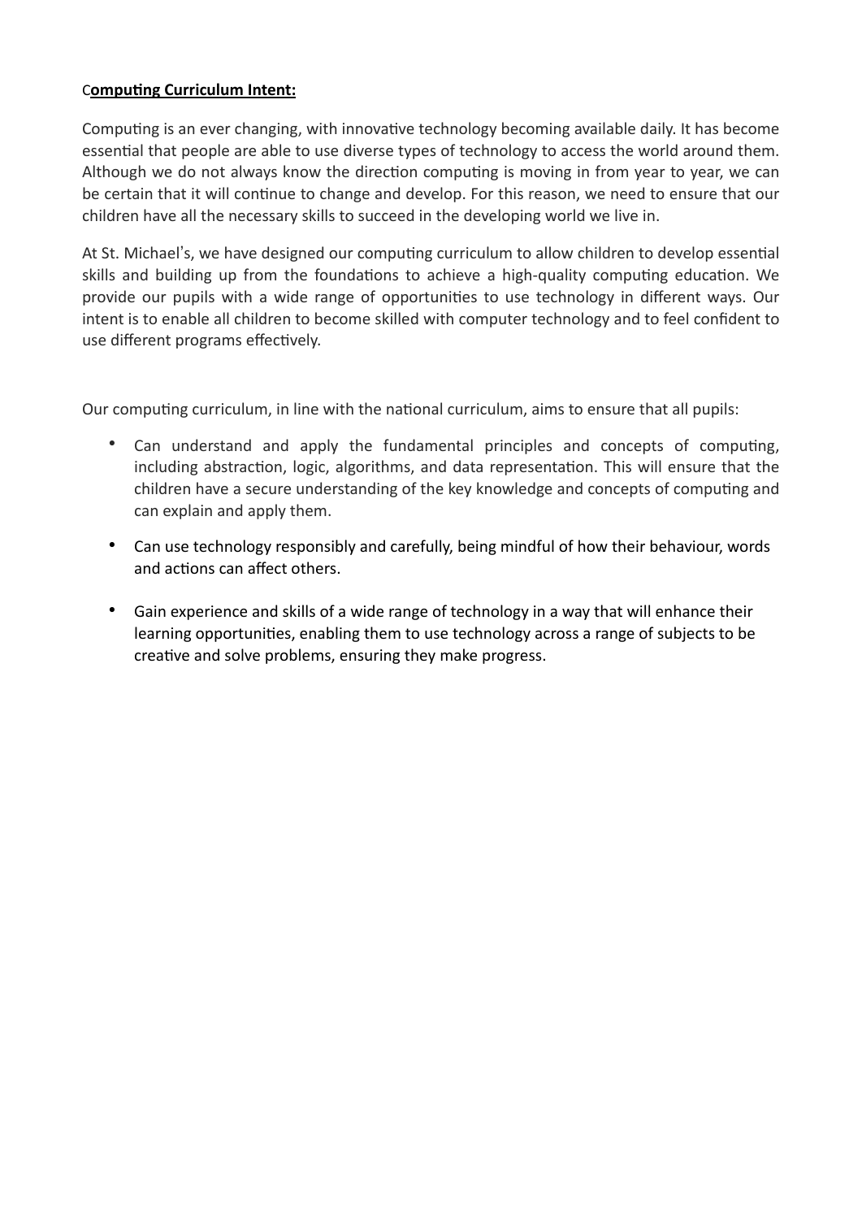**Computing Curriculum Intent:**

Computing is an ever changing, with innovative technology becoming available daily. It has become essential that people are able to use diverse types of technology to access the world around them. Although we do not always know the direction computing is moving in from year to year, we can be certain that it will continue to change and develop. For this reason, we need to ensure that our children have all the necessary skills to succeed in the developing world we live in.

At St. Michael's, we have designed our computing curriculum to allow children to develop essential skills and building up from the foundations to achieve a high-quality computing education. We provide our pupils with a wide range of opportunities to use technology in different ways. Our intent is to enable all children to become skilled with computer technology and to feel confident to use different programs effectively.

Our computing curriculum, in line with the national curriculum, aims to ensure that all pupils:

- Can understand and apply the fundamental principles and concepts of computing, including abstraction, logic, algorithms, and data representation. This will ensure that the children have a secure understanding of the key knowledge and concepts of computing and can explain and apply them.
- Can use technology responsibly and carefully, being mindful of how their behaviour, words and actions can affect others.
- Gain experience and skills of a wide range of technology in a way that will enhance their learning opportunities, enabling them to use technology across a range of subjects to be creative and solve problems, ensuring they make progress.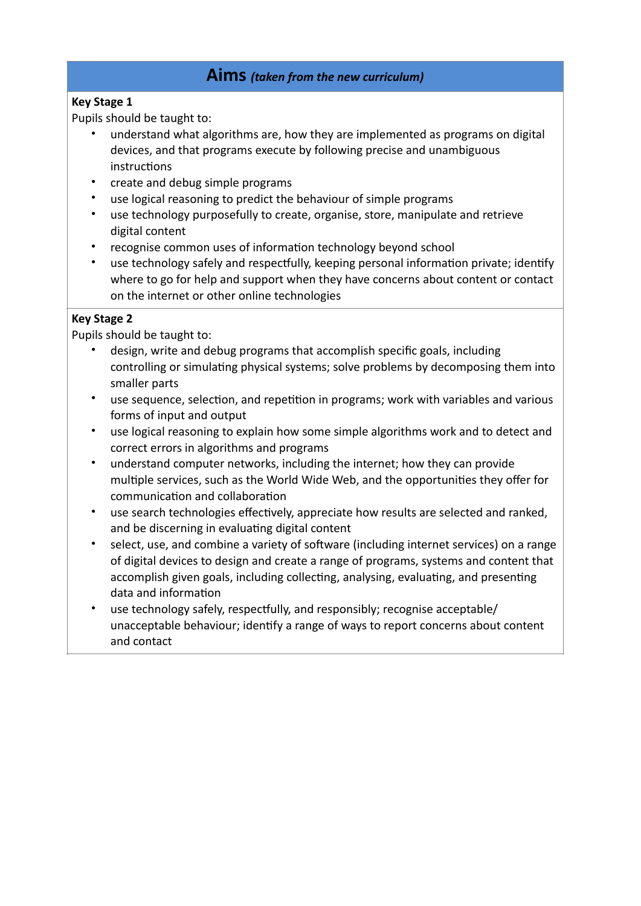## Aims *(taken from the new curriculum)*

**Key Stage 1**

Pupils should be taught to:

- understand what algorithms are, how they are implemented as programs on digital devices, and that programs execute by following precise and unambiguous instructions
- create and debug simple programs
- use logical reasoning to predict the behaviour of simple programs
- use technology purposefully to create, organise, store, manipulate and retrieve digital content
- recognise common uses of information technology beyond school
- use technology safely and respectfully, keeping personal information private; identify where to go for help and support when they have concerns about content or contact on the internet or other online technologies

**Key Stage 2**

Pupils should be taught to:

- design, write and debug programs that accomplish specific goals, including controlling or simulating physical systems; solve problems by decomposing them into smaller parts
- use sequence, selection, and repetition in programs; work with variables and various forms of input and output
- use logical reasoning to explain how some simple algorithms work and to detect and correct errors in algorithms and programs
- understand computer networks, including the internet; how they can provide multiple services, such as the World Wide Web, and the opportunities they offer for communication and collaboration
- use search technologies effectively, appreciate how results are selected and ranked, and be discerning in evaluating digital content
- select, use, and combine a variety of software (including internet services) on a range of digital devices to design and create a range of programs, systems and content that accomplish given goals, including collecting, analysing, evaluating, and presenting data and information
- use technology safely, respectfully, and responsibly; recognise acceptable/unacceptable behaviour; identify a range of ways to report concerns about content and contact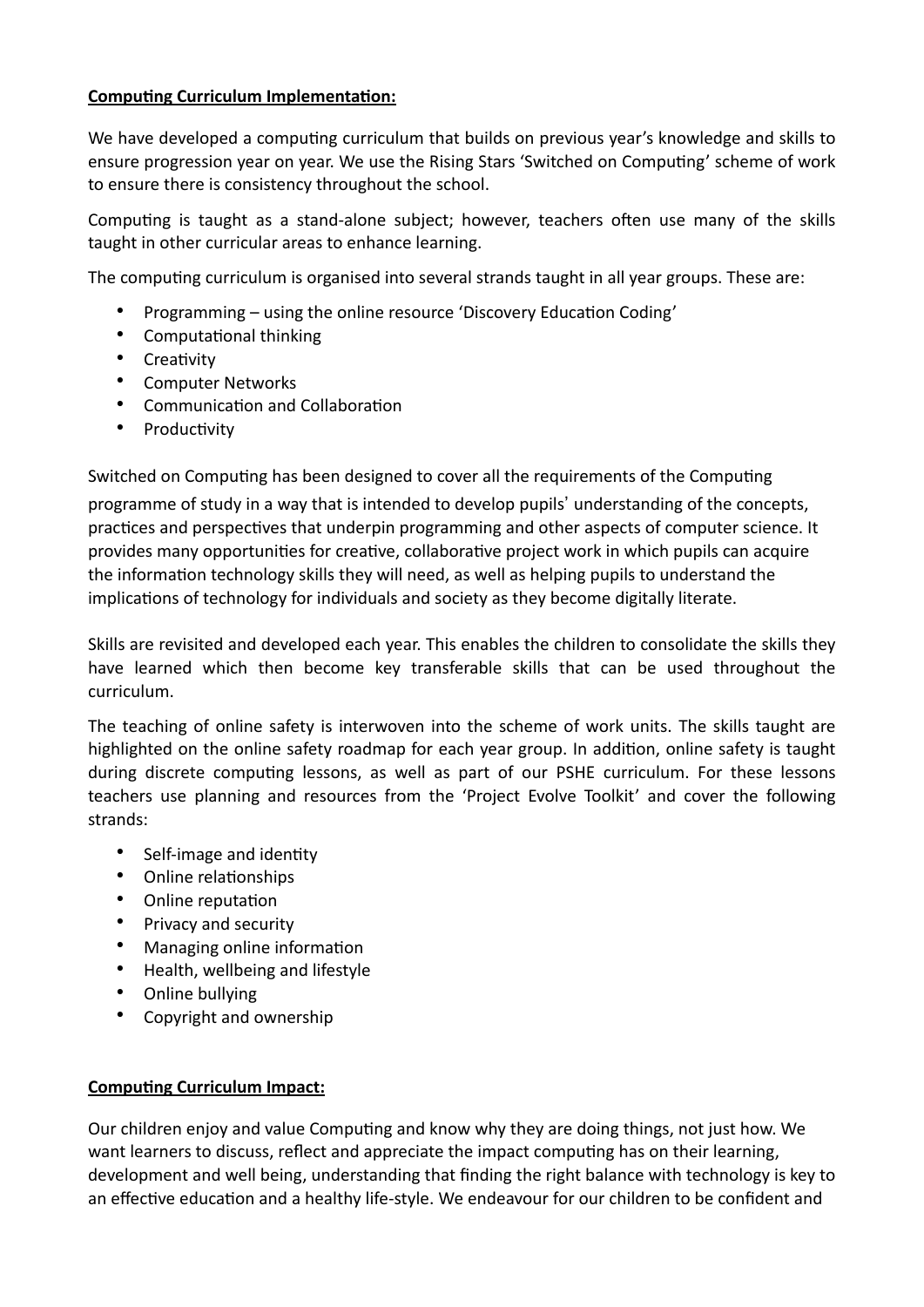**Computing Curriculum Implementation:**

We have developed a computing curriculum that builds on previous year's knowledge and skills to ensure progression year on year. We use the Rising Stars 'Switched on Computing' scheme of work to ensure there is consistency throughout the school.

Computing is taught as a stand-alone subject; however, teachers often use many of the skills taught in other curricular areas to enhance learning.

The computing curriculum is organised into several strands taught in all year groups. These are:

- Programming – using the online resource 'Discovery Education Coding'
- Computational thinking
- Creativity
- Computer Networks
- Communication and Collaboration
- Productivity

Switched on Computing has been designed to cover all the requirements of the Computing programme of study in a way that is intended to develop pupils' understanding of the concepts, practices and perspectives that underpin programming and other aspects of computer science. It provides many opportunities for creative, collaborative project work in which pupils can acquire the information technology skills they will need, as well as helping pupils to understand the implications of technology for individuals and society as they become digitally literate.

Skills are revisited and developed each year. This enables the children to consolidate the skills they have learned which then become key transferable skills that can be used throughout the curriculum.

The teaching of online safety is interwoven into the scheme of work units. The skills taught are highlighted on the online safety roadmap for each year group. In addition, online safety is taught during discrete computing lessons, as well as part of our PSHE curriculum. For these lessons teachers use planning and resources from the 'Project Evolve Toolkit' and cover the following strands:

- Self-image and identity
- Online relationships
- Online reputation
- Privacy and security
- Managing online information
- Health, wellbeing and lifestyle
- Online bullying
- Copyright and ownership

**Computing Curriculum Impact:**

Our children enjoy and value Computing and know why they are doing things, not just how. We want learners to discuss, reflect and appreciate the impact computing has on their learning, development and well being, understanding that finding the right balance with technology is key to an effective education and a healthy life-style. We endeavour for our children to be confident and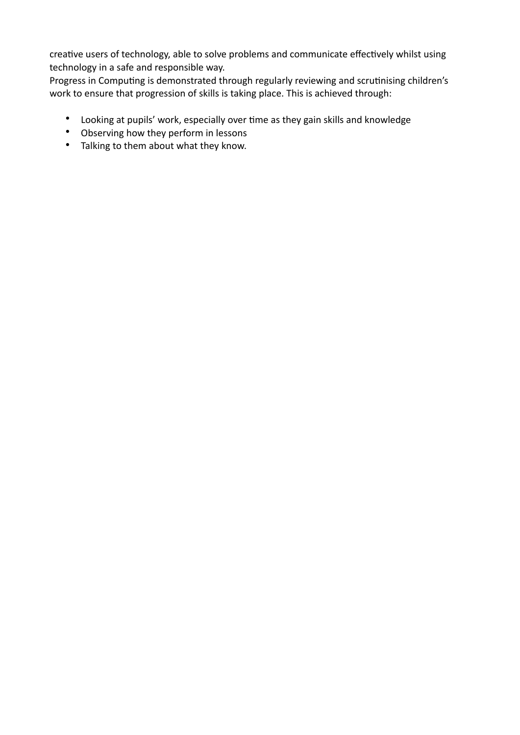creative users of technology, able to solve problems and communicate effectively whilst using technology in a safe and responsible way.

Progress in Computing is demonstrated through regularly reviewing and scrutinising children's work to ensure that progression of skills is taking place. This is achieved through:

- Looking at pupils' work, especially over time as they gain skills and knowledge
- Observing how they perform in lessons
- Talking to them about what they know.